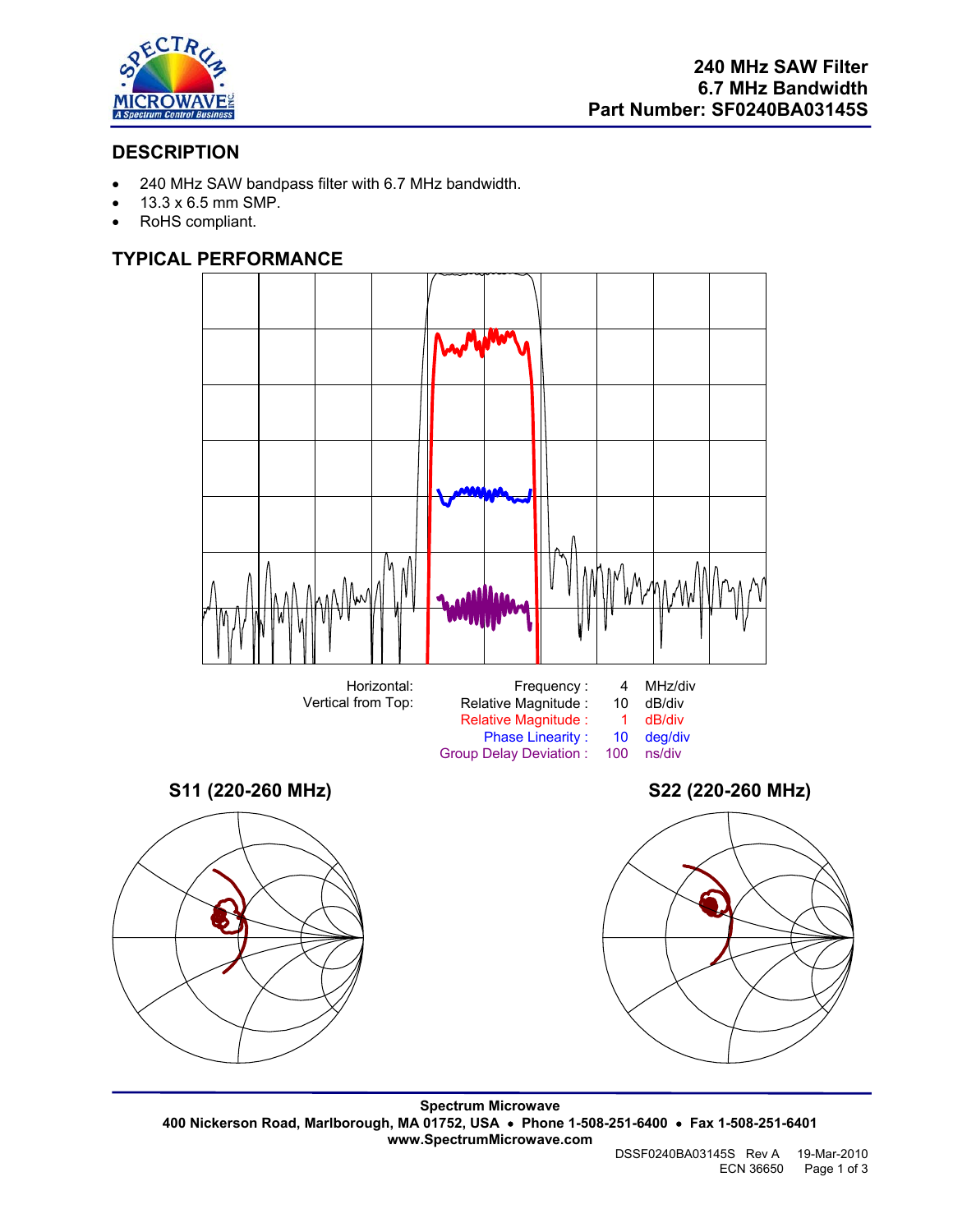# 240 MHz SAW Filter
# 6.7 MHz Bandwidth
# Part Number: SF0240BA03145S

## DESCRIPTION

- 240 MHz SAW bandpass filter with 6.7 MHz bandwidth.
- 13.3 x 6.5 mm SMP.
- RoHS compliant.

## TYPICAL PERFORMANCE

| Horizontal: | Frequency : | 4 | MHz/div |
|---|---|---|---|
| Vertical from Top: | Relative Magnitude : | 10 | dB/div |
| | Relative Magnitude : | 1 | dB/div |
| | Phase Linearity : | 10 | deg/div |
| | Group Delay Deviation : | 100 | ns/div |

### S11 (220-260 MHz)

### S22 (220-260 MHz)

**Spectrum Microwave**
**400 Nickerson Road, Marlborough, MA 01752, USA • Phone 1-508-251-6400 • Fax 1-508-251-6401**
**www.SpectrumMicrowave.com**

DSSF0240BA03145S Rev A 19-Mar-2010
ECN 36650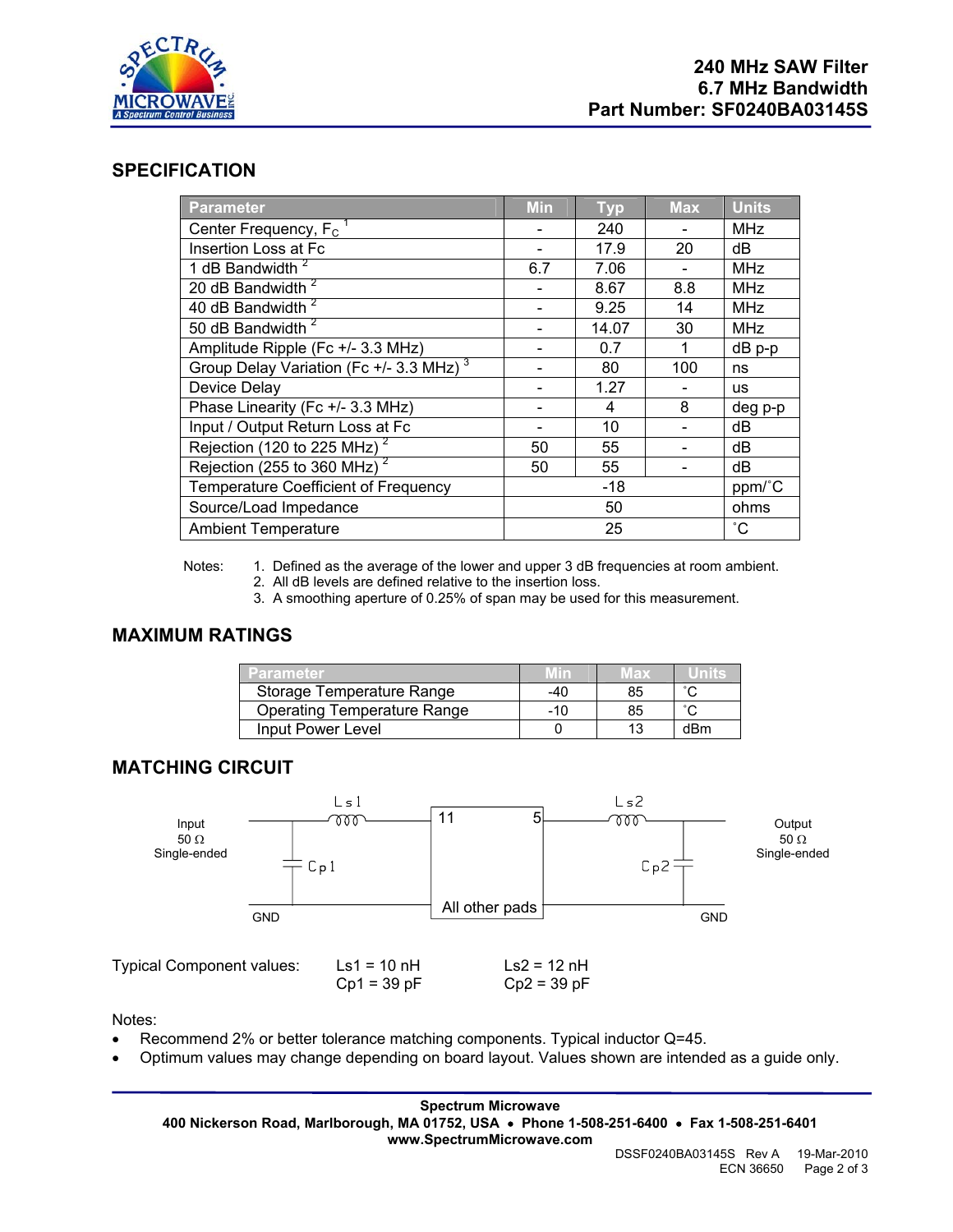240 MHz SAW Filter
6.7 MHz Bandwidth
Part Number: SF0240BA03145S

## SPECIFICATION

| Parameter | Min | Typ | Max | Units |
|---|---|---|---|---|
| Center Frequency, $F_C$ [1] | - | 240 | - | MHz |
| Insertion Loss at Fc | - | 17.9 | 20 | dB |
| 1 dB Bandwidth [2] | 6.7 | 7.06 | - | MHz |
| 20 dB Bandwidth [2] | - | 8.67 | 8.8 | MHz |
| 40 dB Bandwidth [2] | - | 9.25 | 14 | MHz |
| 50 dB Bandwidth [2] | - | 14.07 | 30 | MHz |
| Amplitude Ripple (Fc +/- 3.3 MHz) | - | 0.7 | 1 | dB p-p |
| Group Delay Variation (Fc +/- 3.3 MHz) [3] | - | 80 | 100 | ns |
| Device Delay | - | 1.27 | - | us |
| Phase Linearity (Fc +/- 3.3 MHz) | - | 4 | 8 | deg p-p |
| Input / Output Return Loss at Fc | - | 10 | - | dB |
| Rejection (120 to 225 MHz) [2] | 50 | 55 | - | dB |
| Rejection (255 to 360 MHz) [2] | 50 | 55 | - | dB |
| Temperature Coefficient of Frequency | | -18 | | ppm/˚C |
| Source/Load Impedance | | 50 | | ohms |
| Ambient Temperature | | 25 | | ˚C |

Notes:
1. Defined as the average of the lower and upper 3 dB frequencies at room ambient.
2. All dB levels are defined relative to the insertion loss.
3. A smoothing aperture of 0.25% of span may be used for this measurement.

## MAXIMUM RATINGS

| Parameter | Min | Max | Units |
|---|---|---|---|
| Storage Temperature Range | -40 | 85 | ˚C |
| Operating Temperature Range | -10 | 85 | ˚C |
| Input Power Level | 0 | 13 | dBm |

## MATCHING CIRCUIT

Input 50 Ω Single-ended — Ls1 — Cp1 — GND — pad 11 — All other pads — pad 5 — Ls2 — Cp2 — GND — Output 50 Ω Single-ended

Typical Component values:

| | |
|---|---|
| Ls1 = 10 nH | Ls2 = 12 nH |
| Cp1 = 39 pF | Cp2 = 39 pF |

Notes:
- Recommend 2% or better tolerance matching components. Typical inductor Q=45.
- Optimum values may change depending on board layout. Values shown are intended as a guide only.

**Spectrum Microwave**
**400 Nickerson Road, Marlborough, MA 01752, USA • Phone 1-508-251-6400 • Fax 1-508-251-6401**
**www.SpectrumMicrowave.com**

DSSF0240BA03145S Rev A 19-Mar-2010
ECN 36650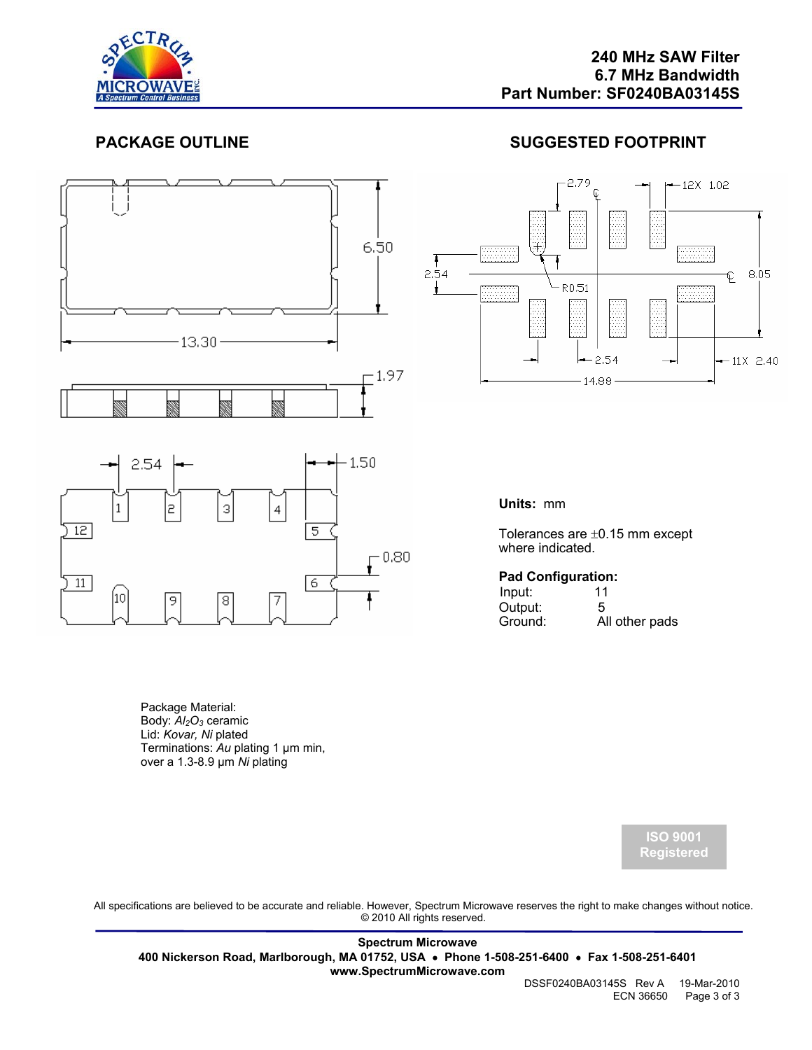**240 MHz SAW Filter**
**6.7 MHz Bandwidth**
**Part Number: SF0240BA03145S**

## PACKAGE OUTLINE

6.50

13.30

1.97

2.54

1.50

0.80

1 2 3 4

12 5

11 6

10 9 8 7

## SUGGESTED FOOTPRINT

2.79

12X 1.02

2.54

R0.51

8.05

2.54

11X 2.40

14.88

**Units:** mm

Tolerances are ±0.15 mm except where indicated.

**Pad Configuration:**

Input: 11
Output: 5
Ground: All other pads

Package Material:
Body: $Al_2O_3$ ceramic
Lid: *Kovar, Ni* plated
Terminations: *Au* plating 1 µm min, over a 1.3-8.9 µm *Ni* plating

ISO 9001
Registered

All specifications are believed to be accurate and reliable. However, Spectrum Microwave reserves the right to make changes without notice.
© 2010 All rights reserved.

**Spectrum Microwave**
**400 Nickerson Road, Marlborough, MA 01752, USA • Phone 1-508-251-6400 • Fax 1-508-251-6401**
**www.SpectrumMicrowave.com**

DSSF0240BA03145S Rev A 19-Mar-2010
ECN 36650